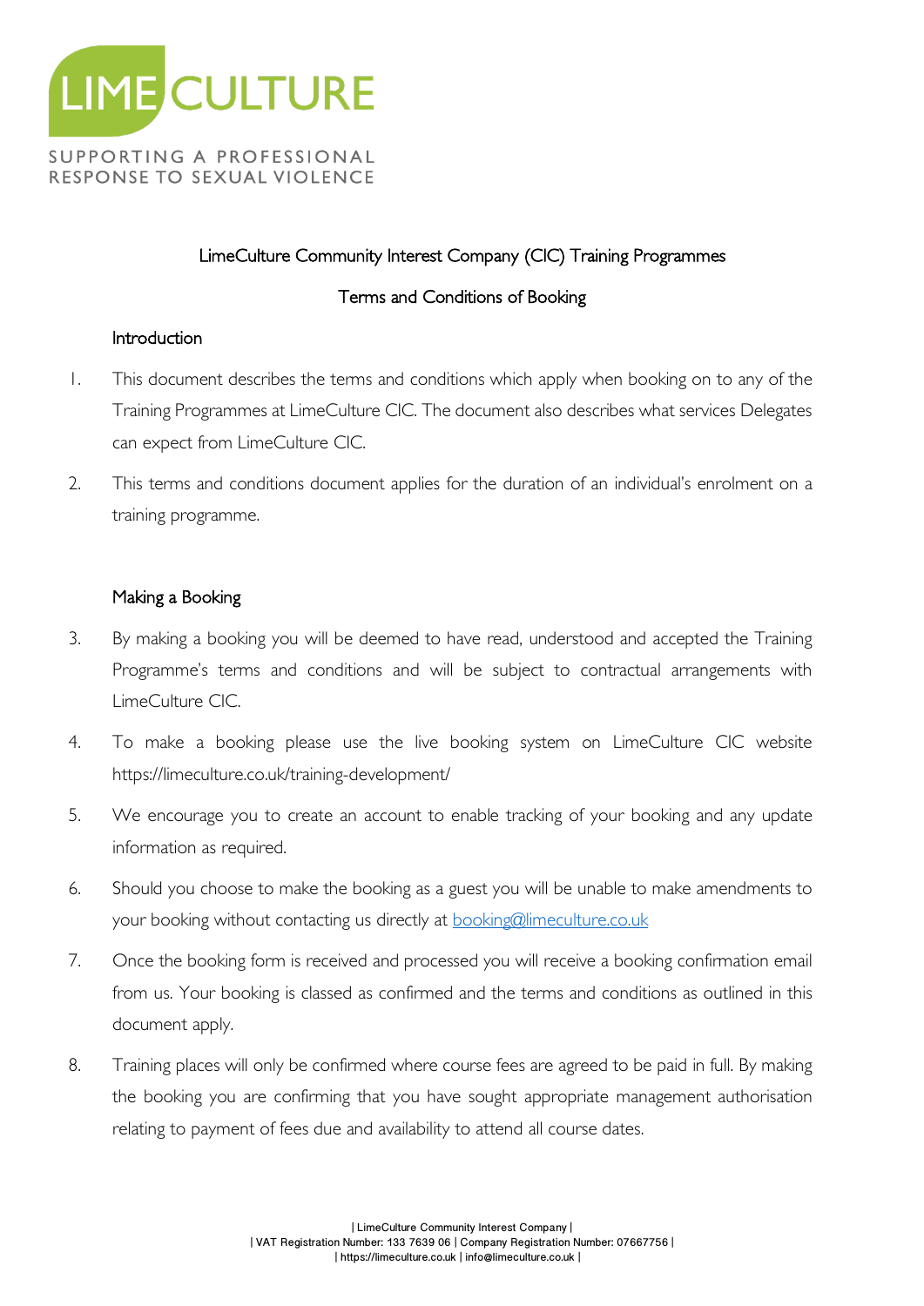LIME CULTURE

SUPPORTING A PROFESSIONAL RESPONSE TO SEXUAL VIOLENCE

# LimeCulture Community Interest Company (CIC) Training Programmes

## Terms and Conditions of Booking

### Introduction

1. This document describes the terms and conditions which apply when booking on to any of the Training Programmes at LimeCulture CIC. The document also describes what services Delegates can expect from LimeCulture CIC.
2. This terms and conditions document applies for the duration of an individual's enrolment on a training programme.

### Making a Booking

3. By making a booking you will be deemed to have read, understood and accepted the Training Programme's terms and conditions and will be subject to contractual arrangements with LimeCulture CIC.
4. To make a booking please use the live booking system on LimeCulture CIC website https://limeculture.co.uk/training-development/
5. We encourage you to create an account to enable tracking of your booking and any update information as required.
6. Should you choose to make the booking as a guest you will be unable to make amendments to your booking without contacting us directly at booking@limeculture.co.uk
7. Once the booking form is received and processed you will receive a booking confirmation email from us. Your booking is classed as confirmed and the terms and conditions as outlined in this document apply.
8. Training places will only be confirmed where course fees are agreed to be paid in full. By making the booking you are confirming that you have sought appropriate management authorisation relating to payment of fees due and availability to attend all course dates.

| LimeCulture Community Interest Company |
| VAT Registration Number: 133 7639 06 | Company Registration Number: 07667756 |
| https://limeculture.co.uk | info@limeculture.co.uk |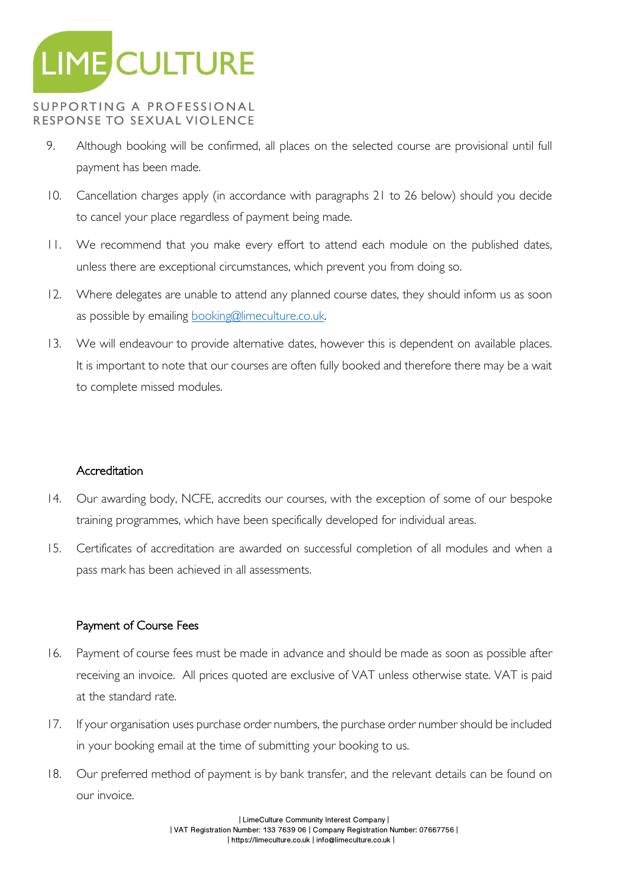9. Although booking will be confirmed, all places on the selected course are provisional until full payment has been made.

10. Cancellation charges apply (in accordance with paragraphs 21 to 26 below) should you decide to cancel your place regardless of payment being made.

11. We recommend that you make every effort to attend each module on the published dates, unless there are exceptional circumstances, which prevent you from doing so.

12. Where delegates are unable to attend any planned course dates, they should inform us as soon as possible by emailing [booking@limeculture.co.uk](mailto:booking@limeculture.co.uk).

13. We will endeavour to provide alternative dates, however this is dependent on available places. It is important to note that our courses are often fully booked and therefore there may be a wait to complete missed modules.

## Accreditation

14. Our awarding body, NCFE, accredits our courses, with the exception of some of our bespoke training programmes, which have been specifically developed for individual areas.

15. Certificates of accreditation are awarded on successful completion of all modules and when a pass mark has been achieved in all assessments.

## Payment of Course Fees

16. Payment of course fees must be made in advance and should be made as soon as possible after receiving an invoice. All prices quoted are exclusive of VAT unless otherwise state. VAT is paid at the standard rate.

17. If your organisation uses purchase order numbers, the purchase order number should be included in your booking email at the time of submitting your booking to us.

18. Our preferred method of payment is by bank transfer, and the relevant details can be found on our invoice.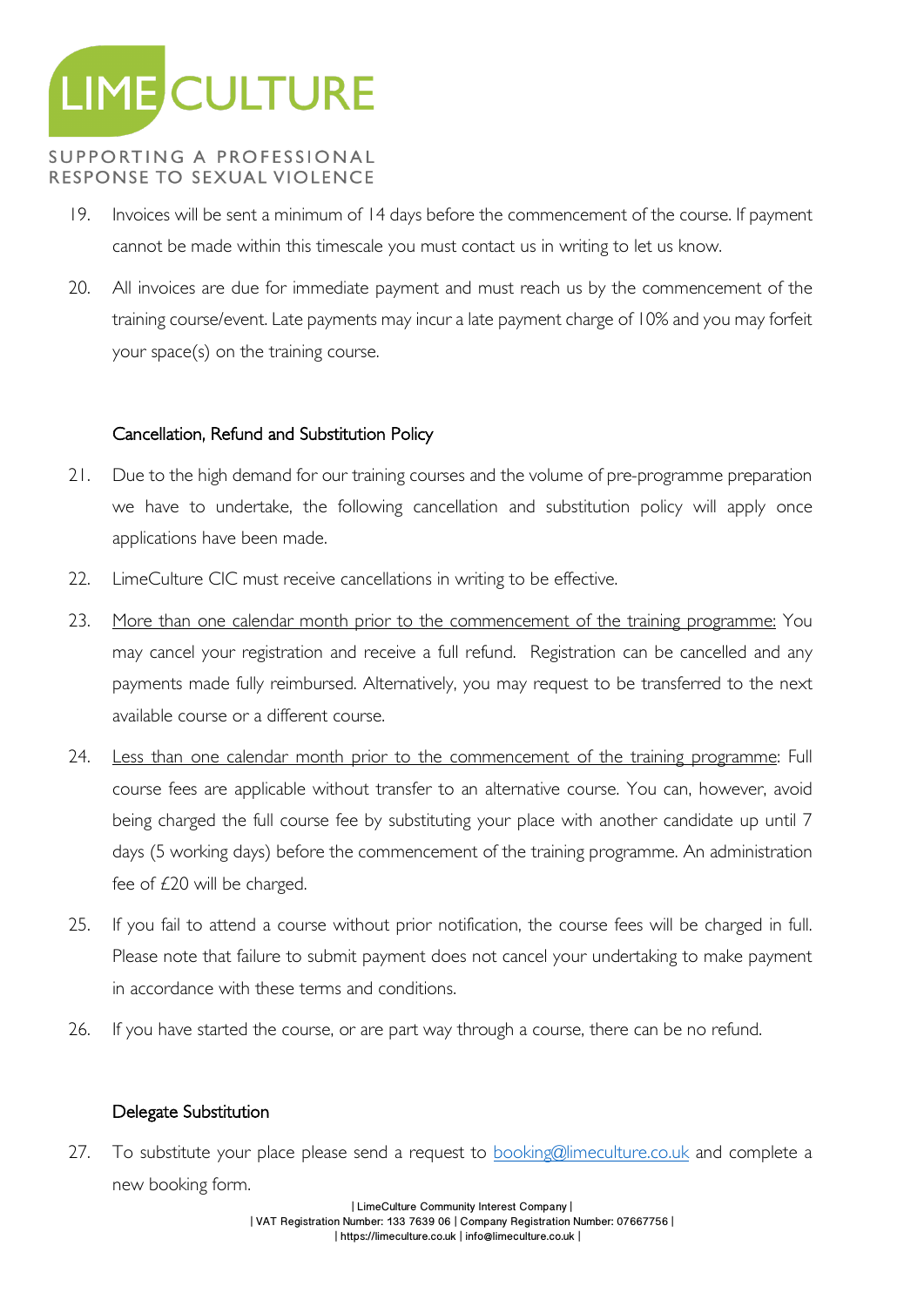19. Invoices will be sent a minimum of 14 days before the commencement of the course. If payment cannot be made within this timescale you must contact us in writing to let us know.

20. All invoices are due for immediate payment and must reach us by the commencement of the training course/event. Late payments may incur a late payment charge of 10% and you may forfeit your space(s) on the training course.

## Cancellation, Refund and Substitution Policy

21. Due to the high demand for our training courses and the volume of pre-programme preparation we have to undertake, the following cancellation and substitution policy will apply once applications have been made.

22. LimeCulture CIC must receive cancellations in writing to be effective.

23. <u>More than one calendar month prior to the commencement of the training programme:</u> You may cancel your registration and receive a full refund. Registration can be cancelled and any payments made fully reimbursed. Alternatively, you may request to be transferred to the next available course or a different course.

24. <u>Less than one calendar month prior to the commencement of the training programme</u>: Full course fees are applicable without transfer to an alternative course. You can, however, avoid being charged the full course fee by substituting your place with another candidate up until 7 days (5 working days) before the commencement of the training programme. An administration fee of £20 will be charged.

25. If you fail to attend a course without prior notification, the course fees will be charged in full. Please note that failure to submit payment does not cancel your undertaking to make payment in accordance with these terms and conditions.

26. If you have started the course, or are part way through a course, there can be no refund.

## Delegate Substitution

27. To substitute your place please send a request to [booking@limeculture.co.uk](mailto:booking@limeculture.co.uk) and complete a new booking form.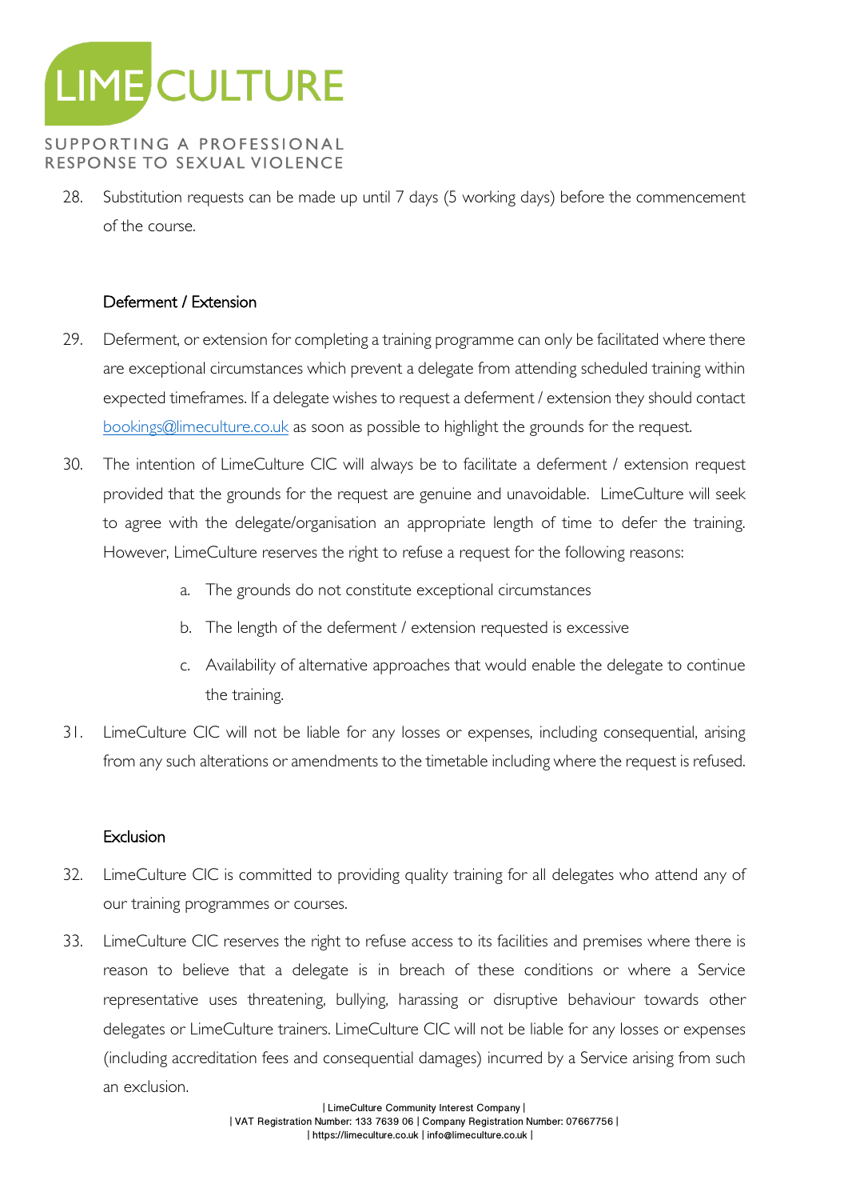28. Substitution requests can be made up until 7 days (5 working days) before the commencement of the course.

### Deferment / Extension

29. Deferment, or extension for completing a training programme can only be facilitated where there are exceptional circumstances which prevent a delegate from attending scheduled training within expected timeframes. If a delegate wishes to request a deferment / extension they should contact bookings@limeculture.co.uk as soon as possible to highlight the grounds for the request.

30. The intention of LimeCulture CIC will always be to facilitate a deferment / extension request provided that the grounds for the request are genuine and unavoidable. LimeCulture will seek to agree with the delegate/organisation an appropriate length of time to defer the training. However, LimeCulture reserves the right to refuse a request for the following reasons:

    a. The grounds do not constitute exceptional circumstances

    b. The length of the deferment / extension requested is excessive

    c. Availability of alternative approaches that would enable the delegate to continue the training.

31. LimeCulture CIC will not be liable for any losses or expenses, including consequential, arising from any such alterations or amendments to the timetable including where the request is refused.

### Exclusion

32. LimeCulture CIC is committed to providing quality training for all delegates who attend any of our training programmes or courses.

33. LimeCulture CIC reserves the right to refuse access to its facilities and premises where there is reason to believe that a delegate is in breach of these conditions or where a Service representative uses threatening, bullying, harassing or disruptive behaviour towards other delegates or LimeCulture trainers. LimeCulture CIC will not be liable for any losses or expenses (including accreditation fees and consequential damages) incurred by a Service arising from such an exclusion.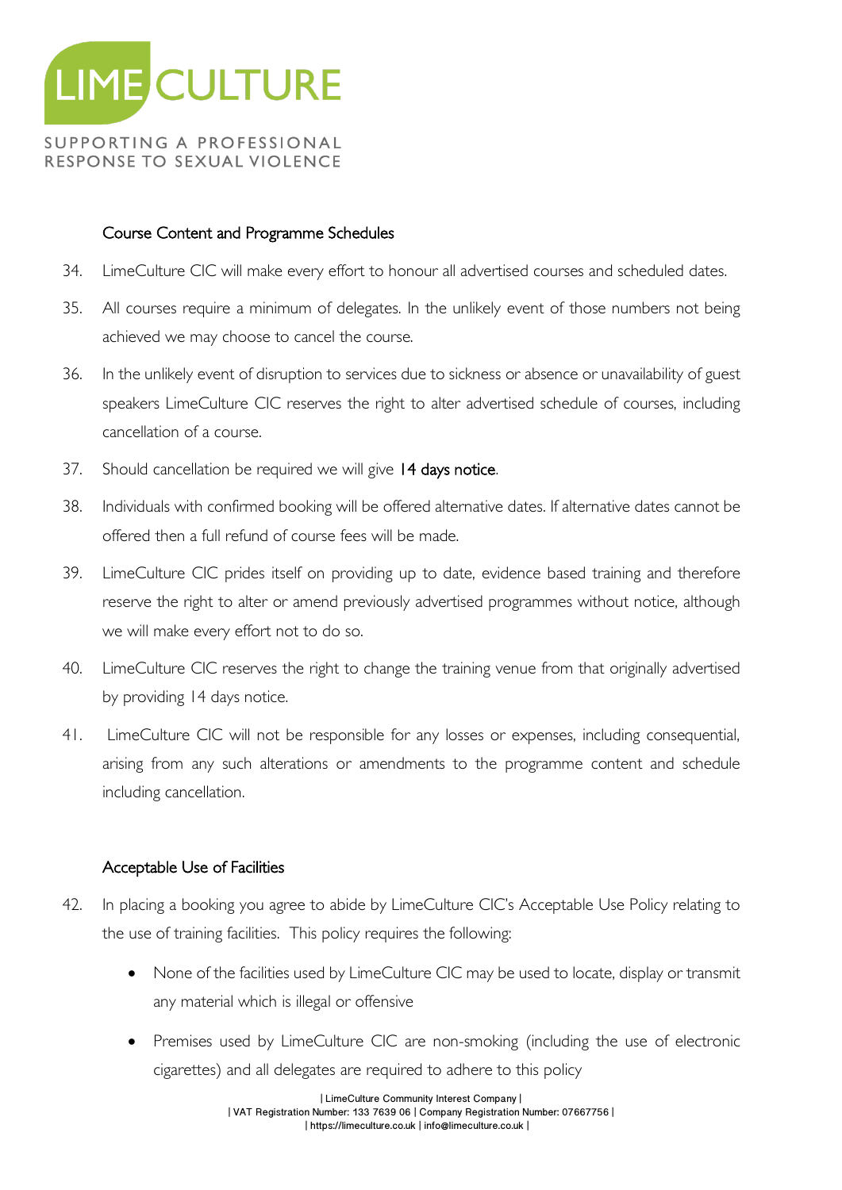### Course Content and Programme Schedules

34. LimeCulture CIC will make every effort to honour all advertised courses and scheduled dates.
35. All courses require a minimum of delegates. In the unlikely event of those numbers not being achieved we may choose to cancel the course.
36. In the unlikely event of disruption to services due to sickness or absence or unavailability of guest speakers LimeCulture CIC reserves the right to alter advertised schedule of courses, including cancellation of a course.
37. Should cancellation be required we will give **14 days notice**.
38. Individuals with confirmed booking will be offered alternative dates. If alternative dates cannot be offered then a full refund of course fees will be made.
39. LimeCulture CIC prides itself on providing up to date, evidence based training and therefore reserve the right to alter or amend previously advertised programmes without notice, although we will make every effort not to do so.
40. LimeCulture CIC reserves the right to change the training venue from that originally advertised by providing 14 days notice.
41. LimeCulture CIC will not be responsible for any losses or expenses, including consequential, arising from any such alterations or amendments to the programme content and schedule including cancellation.

### Acceptable Use of Facilities

42. In placing a booking you agree to abide by LimeCulture CIC's Acceptable Use Policy relating to the use of training facilities. This policy requires the following:
    - None of the facilities used by LimeCulture CIC may be used to locate, display or transmit any material which is illegal or offensive
    - Premises used by LimeCulture CIC are non-smoking (including the use of electronic cigarettes) and all delegates are required to adhere to this policy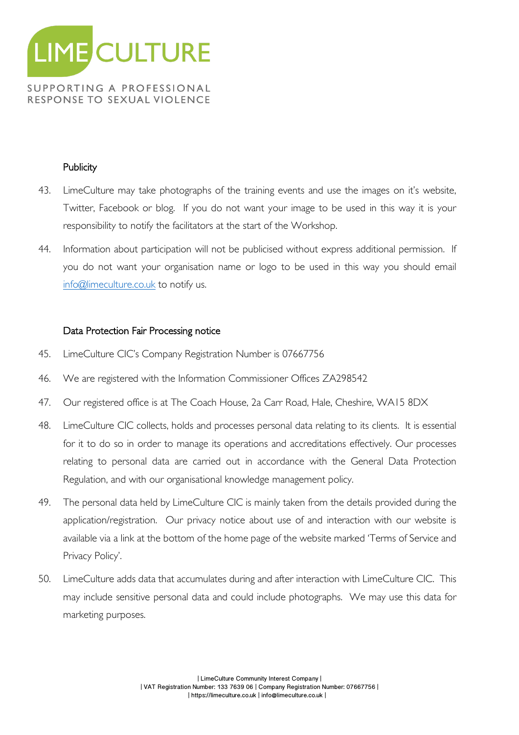### Publicity

43. LimeCulture may take photographs of the training events and use the images on it's website, Twitter, Facebook or blog. If you do not want your image to be used in this way it is your responsibility to notify the facilitators at the start of the Workshop.

44. Information about participation will not be publicised without express additional permission. If you do not want your organisation name or logo to be used in this way you should email info@limeculture.co.uk to notify us.

### Data Protection Fair Processing notice

45. LimeCulture CIC's Company Registration Number is 07667756

46. We are registered with the Information Commissioner Offices ZA298542

47. Our registered office is at The Coach House, 2a Carr Road, Hale, Cheshire, WA15 8DX

48. LimeCulture CIC collects, holds and processes personal data relating to its clients. It is essential for it to do so in order to manage its operations and accreditations effectively. Our processes relating to personal data are carried out in accordance with the General Data Protection Regulation, and with our organisational knowledge management policy.

49. The personal data held by LimeCulture CIC is mainly taken from the details provided during the application/registration. Our privacy notice about use of and interaction with our website is available via a link at the bottom of the home page of the website marked 'Terms of Service and Privacy Policy'.

50. LimeCulture adds data that accumulates during and after interaction with LimeCulture CIC. This may include sensitive personal data and could include photographs. We may use this data for marketing purposes.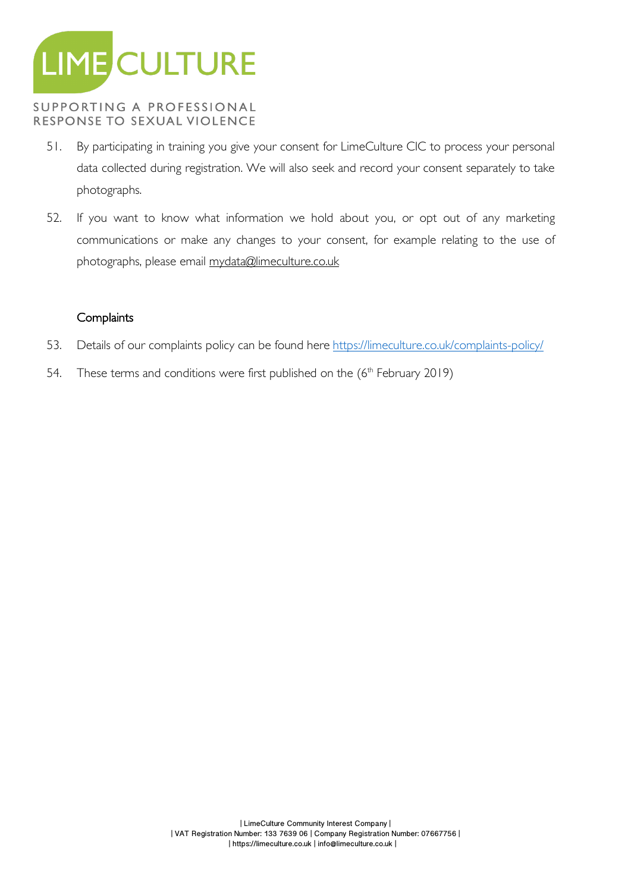51. By participating in training you give your consent for LimeCulture CIC to process your personal data collected during registration. We will also seek and record your consent separately to take photographs.
52. If you want to know what information we hold about you, or opt out of any marketing communications or make any changes to your consent, for example relating to the use of photographs, please email mydata@limeculture.co.uk

### Complaints

53. Details of our complaints policy can be found here https://limeculture.co.uk/complaints-policy/
54. These terms and conditions were first published on the (6th February 2019)